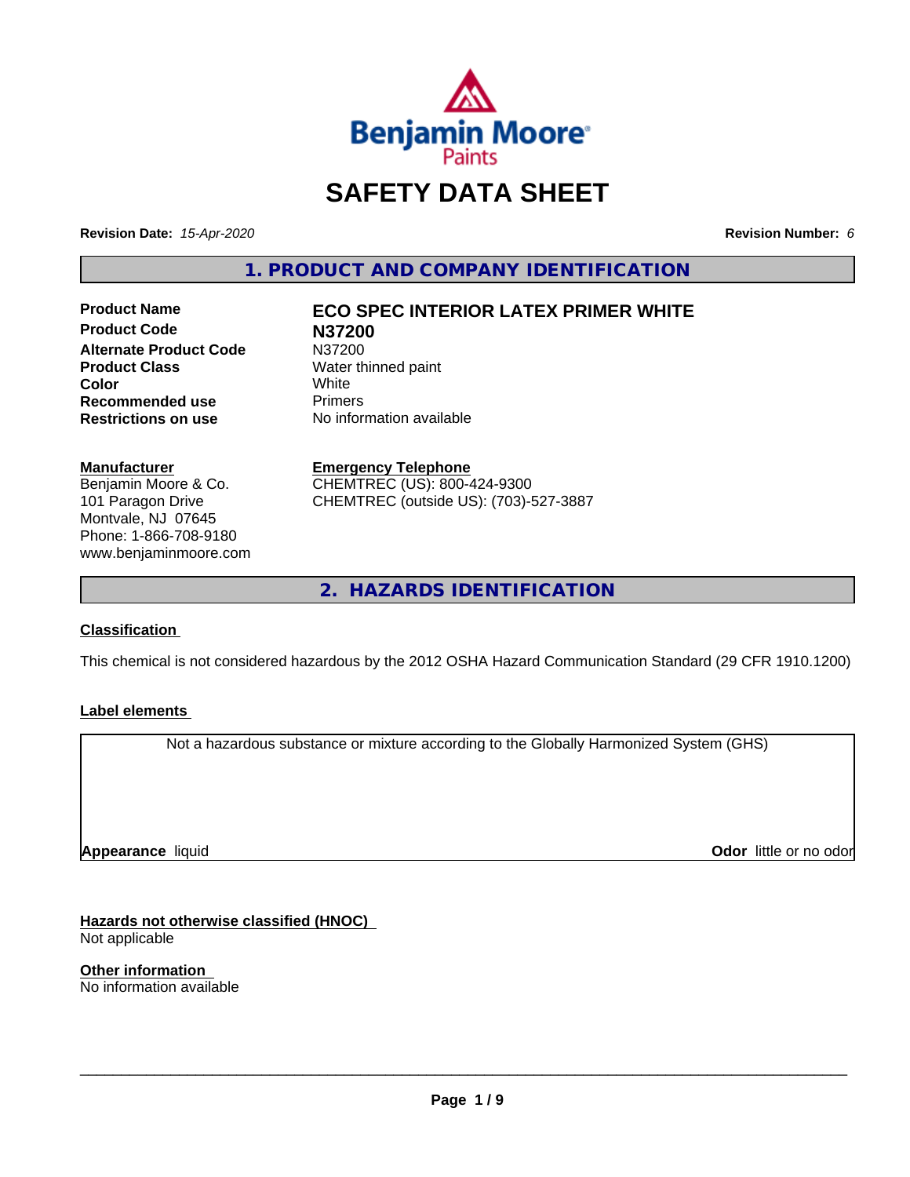# SAFETY DATA SHEET

**Revision Date:** *15-Apr-2020* **Revision Number:** *6*

## 1. PRODUCT AND COMPANY IDENTIFICATION

| | |
|---|---|
| **Product Name** | **ECO SPEC INTERIOR LATEX PRIMER WHITE** |
| **Product Code** | **N37200** |
| **Alternate Product Code** | N37200 |
| **Product Class** | Water thinned paint |
| **Color** | White |
| **Recommended use** | Primers |
| **Restrictions on use** | No information available |

**Manufacturer**
Benjamin Moore & Co.
101 Paragon Drive
Montvale, NJ 07645
Phone: 1-866-708-9180
www.benjaminmoore.com

**Emergency Telephone**
CHEMTREC (US): 800-424-9300
CHEMTREC (outside US): (703)-527-3887

## 2. HAZARDS IDENTIFICATION

**Classification**

This chemical is not considered hazardous by the 2012 OSHA Hazard Communication Standard (29 CFR 1910.1200)

**Label elements**

Not a hazardous substance or mixture according to the Globally Harmonized System (GHS)

**Appearance** liquid **Odor** little or no odor

**Hazards not otherwise classified (HNOC)**
Not applicable

**Other information**
No information available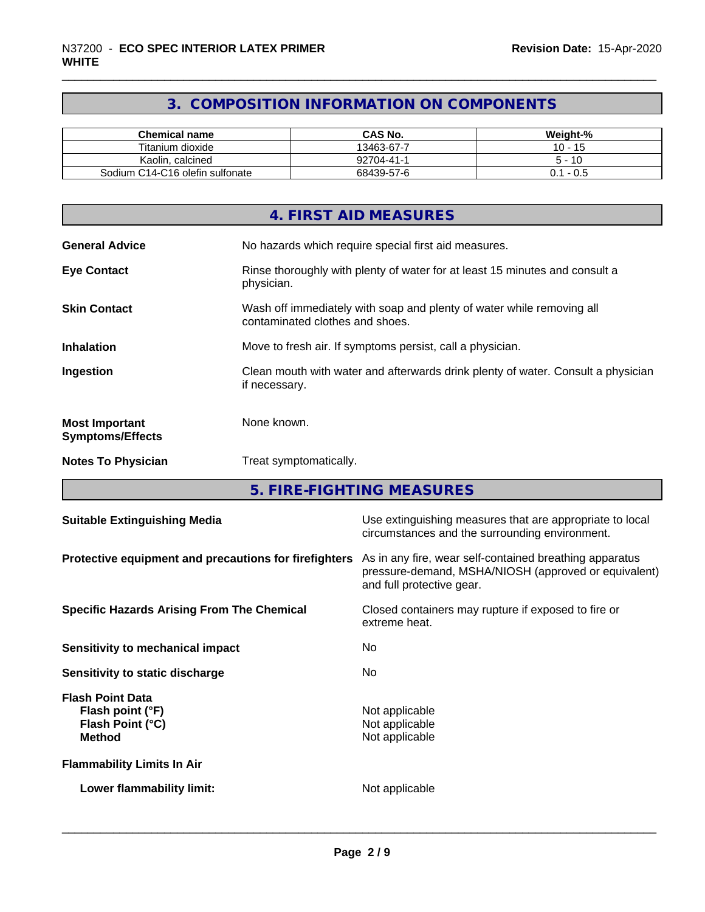## 3. COMPOSITION INFORMATION ON COMPONENTS

| Chemical name | CAS No. | Weight-% |
|---|---|---|
| Titanium dioxide | 13463-67-7 | 10 - 15 |
| Kaolin, calcined | 92704-41-1 | 5 - 10 |
| Sodium C14-C16 olefin sulfonate | 68439-57-6 | 0.1 - 0.5 |

## 4. FIRST AID MEASURES

**General Advice**
No hazards which require special first aid measures.

**Eye Contact**
Rinse thoroughly with plenty of water for at least 15 minutes and consult a physician.

**Skin Contact**
Wash off immediately with soap and plenty of water while removing all contaminated clothes and shoes.

**Inhalation**
Move to fresh air. If symptoms persist, call a physician.

**Ingestion**
Clean mouth with water and afterwards drink plenty of water. Consult a physician if necessary.

**Most Important Symptoms/Effects**
None known.

**Notes To Physician**
Treat symptomatically.

## 5. FIRE-FIGHTING MEASURES

**Suitable Extinguishing Media**
Use extinguishing measures that are appropriate to local circumstances and the surrounding environment.

**Protective equipment and precautions for firefighters**
As in any fire, wear self-contained breathing apparatus pressure-demand, MSHA/NIOSH (approved or equivalent) and full protective gear.

**Specific Hazards Arising From The Chemical**
Closed containers may rupture if exposed to fire or extreme heat.

**Sensitivity to mechanical impact**
No

**Sensitivity to static discharge**
No

**Flash Point Data**
- **Flash point (°F)**: Not applicable
- **Flash Point (°C)**: Not applicable
- **Method**: Not applicable

**Flammability Limits In Air**

- **Lower flammability limit:** Not applicable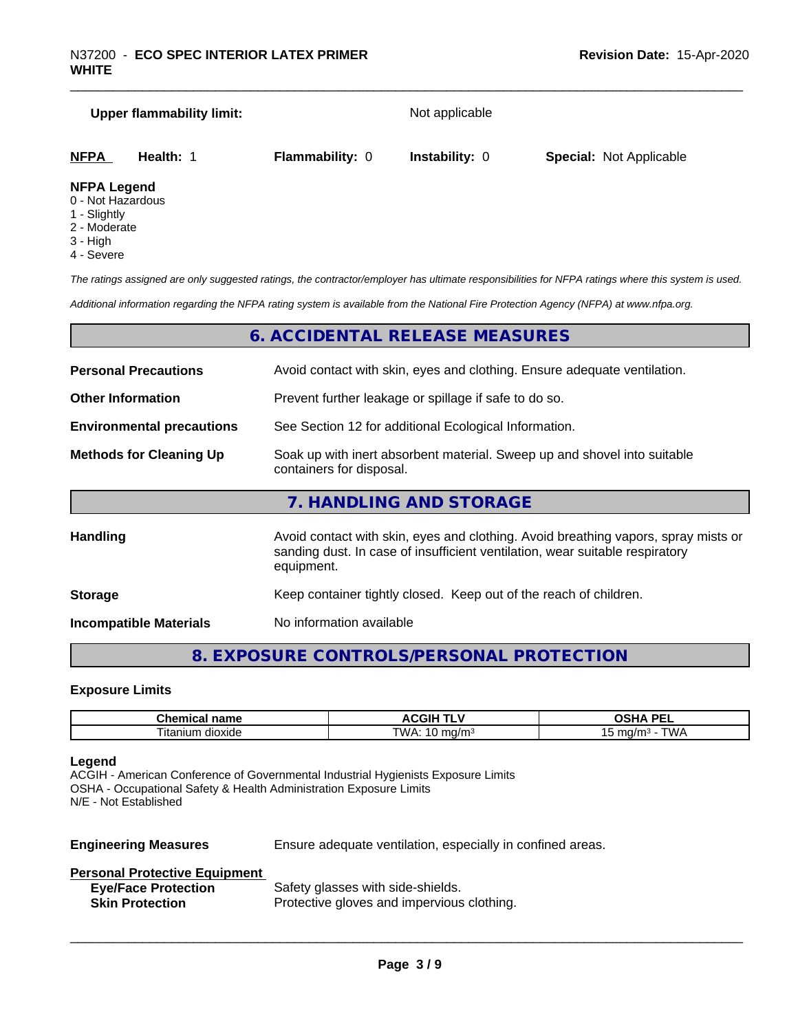**Upper flammability limit:** Not applicable

| **NFPA** | **Health:** 1 | **Flammability:** 0 | **Instability:** 0 | **Special:** Not Applicable |
|---|---|---|---|---|

**NFPA Legend**
- 0 - Not Hazardous
- 1 - Slightly
- 2 - Moderate
- 3 - High
- 4 - Severe

*The ratings assigned are only suggested ratings, the contractor/employer has ultimate responsibilities for NFPA ratings where this system is used.*

*Additional information regarding the NFPA rating system is available from the National Fire Protection Agency (NFPA) at www.nfpa.org.*

## 6. ACCIDENTAL RELEASE MEASURES

**Personal Precautions** Avoid contact with skin, eyes and clothing. Ensure adequate ventilation.

**Other Information** Prevent further leakage or spillage if safe to do so.

**Environmental precautions** See Section 12 for additional Ecological Information.

**Methods for Cleaning Up** Soak up with inert absorbent material. Sweep up and shovel into suitable containers for disposal.

## 7. HANDLING AND STORAGE

**Handling** Avoid contact with skin, eyes and clothing. Avoid breathing vapors, spray mists or sanding dust. In case of insufficient ventilation, wear suitable respiratory equipment.

**Storage** Keep container tightly closed. Keep out of the reach of children.

**Incompatible Materials** No information available

## 8. EXPOSURE CONTROLS/PERSONAL PROTECTION

**Exposure Limits**

| Chemical name | ACGIH TLV | OSHA PEL |
|---|---|---|
| Titanium dioxide | TWA: 10 mg/m³ | 15 mg/m³ - TWA |

**Legend**
ACGIH - American Conference of Governmental Industrial Hygienists Exposure Limits
OSHA - Occupational Safety & Health Administration Exposure Limits
N/E - Not Established

**Engineering Measures** Ensure adequate ventilation, especially in confined areas.

**Personal Protective Equipment**
- **Eye/Face Protection** Safety glasses with side-shields.
- **Skin Protection** Protective gloves and impervious clothing.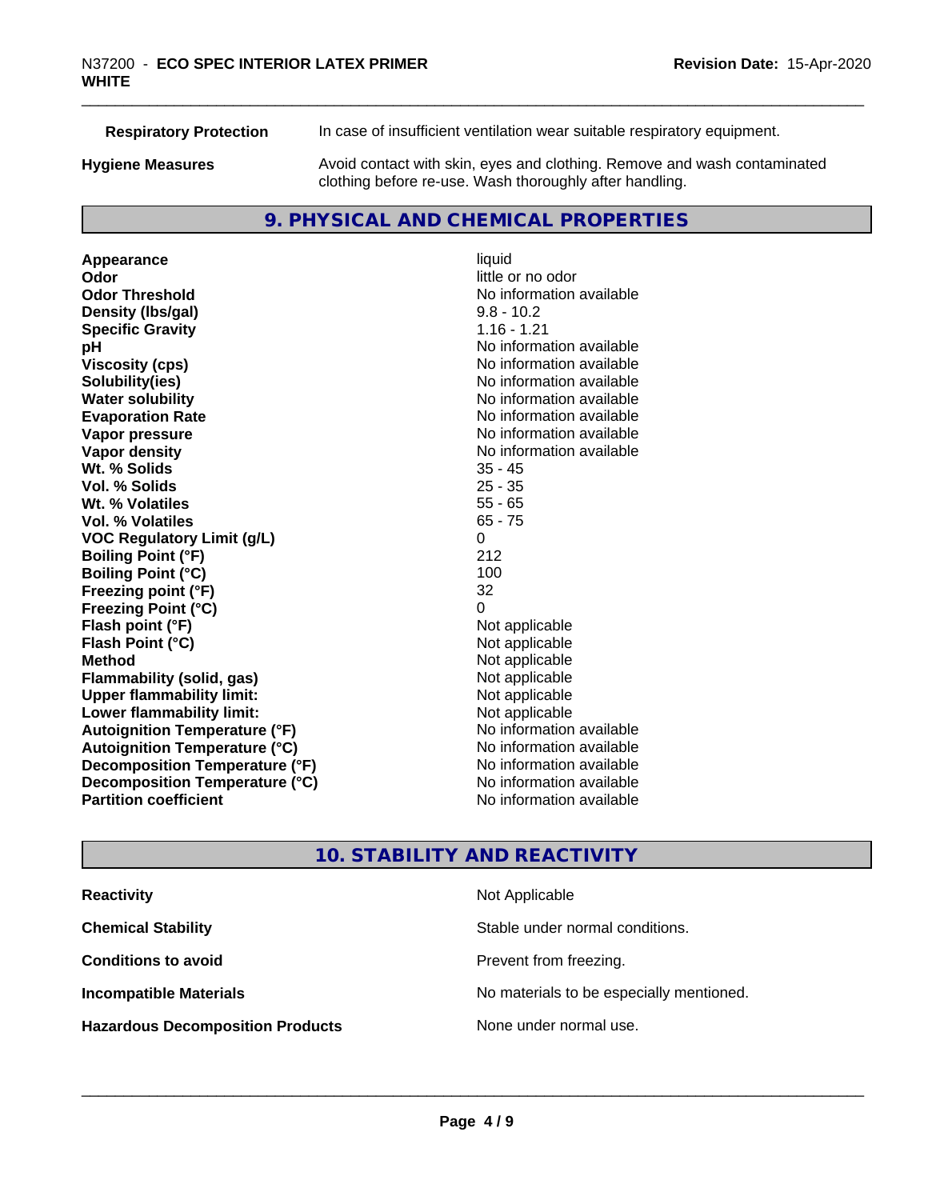| | |
|---|---|
| **Respiratory Protection** | In case of insufficient ventilation wear suitable respiratory equipment. |
| **Hygiene Measures** | Avoid contact with skin, eyes and clothing. Remove and wash contaminated clothing before re-use. Wash thoroughly after handling. |

## 9. PHYSICAL AND CHEMICAL PROPERTIES

| | |
|---|---|
| **Appearance** | liquid |
| **Odor** | little or no odor |
| **Odor Threshold** | No information available |
| **Density (lbs/gal)** | 9.8 - 10.2 |
| **Specific Gravity** | 1.16 - 1.21 |
| **pH** | No information available |
| **Viscosity (cps)** | No information available |
| **Solubility(ies)** | No information available |
| **Water solubility** | No information available |
| **Evaporation Rate** | No information available |
| **Vapor pressure** | No information available |
| **Vapor density** | No information available |
| **Wt. % Solids** | 35 - 45 |
| **Vol. % Solids** | 25 - 35 |
| **Wt. % Volatiles** | 55 - 65 |
| **Vol. % Volatiles** | 65 - 75 |
| **VOC Regulatory Limit (g/L)** | 0 |
| **Boiling Point (°F)** | 212 |
| **Boiling Point (°C)** | 100 |
| **Freezing point (°F)** | 32 |
| **Freezing Point (°C)** | 0 |
| **Flash point (°F)** | Not applicable |
| **Flash Point (°C)** | Not applicable |
| **Method** | Not applicable |
| **Flammability (solid, gas)** | Not applicable |
| **Upper flammability limit:** | Not applicable |
| **Lower flammability limit:** | Not applicable |
| **Autoignition Temperature (°F)** | No information available |
| **Autoignition Temperature (°C)** | No information available |
| **Decomposition Temperature (°F)** | No information available |
| **Decomposition Temperature (°C)** | No information available |
| **Partition coefficient** | No information available |

## 10. STABILITY AND REACTIVITY

| | |
|---|---|
| **Reactivity** | Not Applicable |
| **Chemical Stability** | Stable under normal conditions. |
| **Conditions to avoid** | Prevent from freezing. |
| **Incompatible Materials** | No materials to be especially mentioned. |
| **Hazardous Decomposition Products** | None under normal use. |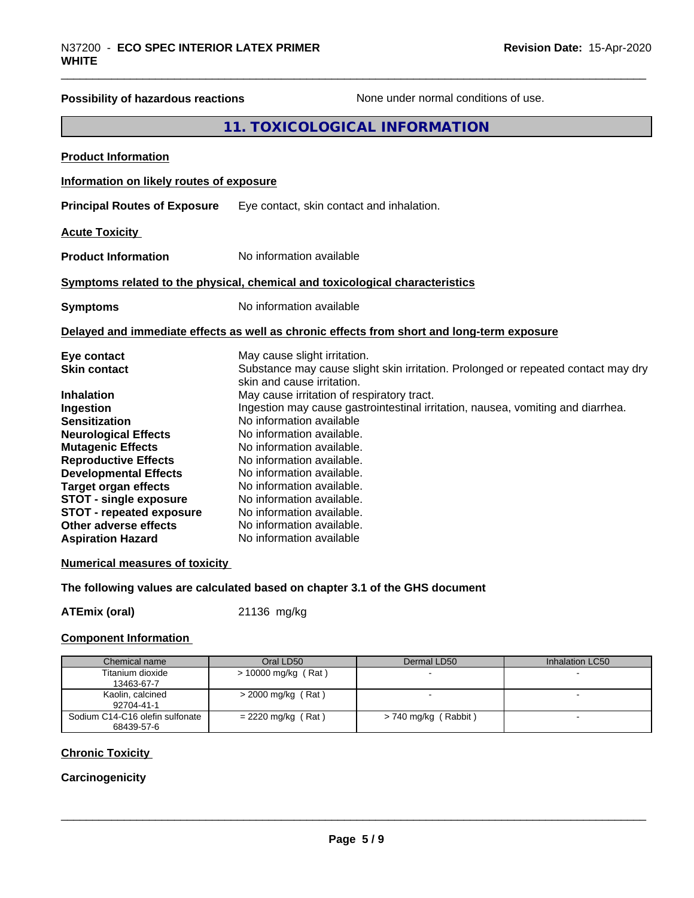**Possibility of hazardous reactions** None under normal conditions of use.

## 11. TOXICOLOGICAL INFORMATION

**Product Information**

**Information on likely routes of exposure**

**Principal Routes of Exposure** Eye contact, skin contact and inhalation.

**Acute Toxicity**

**Product Information** No information available

**Symptoms related to the physical, chemical and toxicological characteristics**

**Symptoms** No information available

**Delayed and immediate effects as well as chronic effects from short and long-term exposure**

**Eye contact** May cause slight irritation.
**Skin contact** Substance may cause slight skin irritation. Prolonged or repeated contact may dry skin and cause irritation.
**Inhalation** May cause irritation of respiratory tract.
**Ingestion** Ingestion may cause gastrointestinal irritation, nausea, vomiting and diarrhea.
**Sensitization** No information available
**Neurological Effects** No information available.
**Mutagenic Effects** No information available.
**Reproductive Effects** No information available.
**Developmental Effects** No information available.
**Target organ effects** No information available.
**STOT - single exposure** No information available.
**STOT - repeated exposure** No information available.
**Other adverse effects** No information available.
**Aspiration Hazard** No information available

**Numerical measures of toxicity**

**The following values are calculated based on chapter 3.1 of the GHS document**

**ATEmix (oral)** 21136 mg/kg

**Component Information**

| Chemical name | Oral LD50 | Dermal LD50 | Inhalation LC50 |
|---|---|---|---|
| Titanium dioxide 13463-67-7 | > 10000 mg/kg ( Rat ) | - | - |
| Kaolin, calcined 92704-41-1 | > 2000 mg/kg ( Rat ) | - | - |
| Sodium C14-C16 olefin sulfonate 68439-57-6 | = 2220 mg/kg ( Rat ) | > 740 mg/kg ( Rabbit ) | - |

**Chronic Toxicity**

**Carcinogenicity**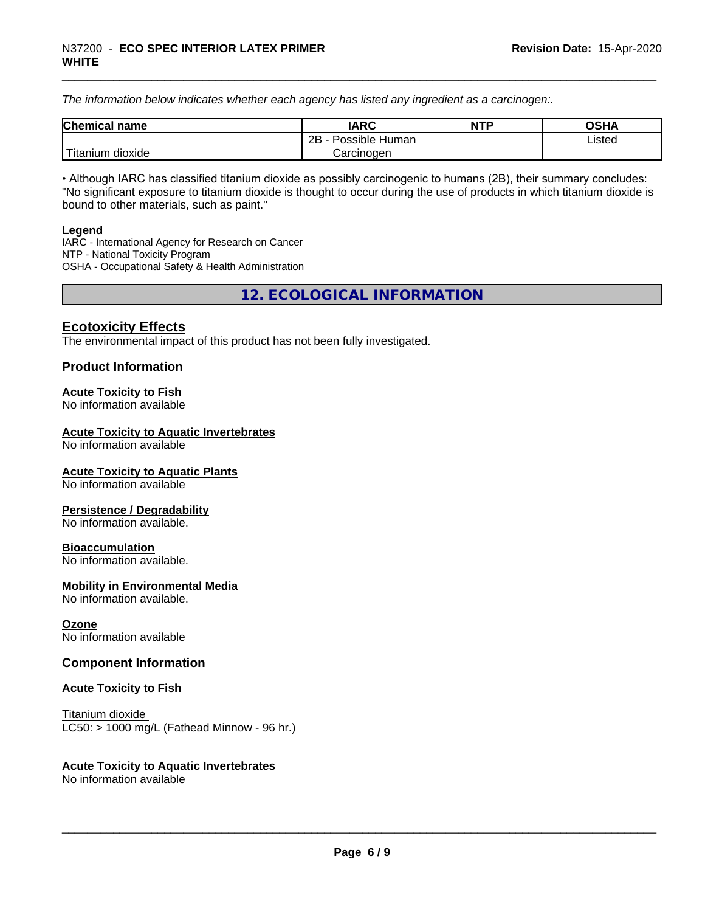*The information below indicates whether each agency has listed any ingredient as a carcinogen:.*

| Chemical name | IARC | NTP | OSHA |
|---|---|---|---|
| Titanium dioxide | 2B - Possible Human Carcinogen | | Listed |

• Although IARC has classified titanium dioxide as possibly carcinogenic to humans (2B), their summary concludes: "No significant exposure to titanium dioxide is thought to occur during the use of products in which titanium dioxide is bound to other materials, such as paint."

**Legend**
IARC - International Agency for Research on Cancer
NTP - National Toxicity Program
OSHA - Occupational Safety & Health Administration

## 12. ECOLOGICAL INFORMATION

### Ecotoxicity Effects
The environmental impact of this product has not been fully investigated.

### Product Information

**Acute Toxicity to Fish**
No information available

**Acute Toxicity to Aquatic Invertebrates**
No information available

**Acute Toxicity to Aquatic Plants**
No information available

**Persistence / Degradability**
No information available.

**Bioaccumulation**
No information available.

**Mobility in Environmental Media**
No information available.

**Ozone**
No information available

### Component Information

**Acute Toxicity to Fish**

Titanium dioxide
LC50: > 1000 mg/L (Fathead Minnow - 96 hr.)

**Acute Toxicity to Aquatic Invertebrates**
No information available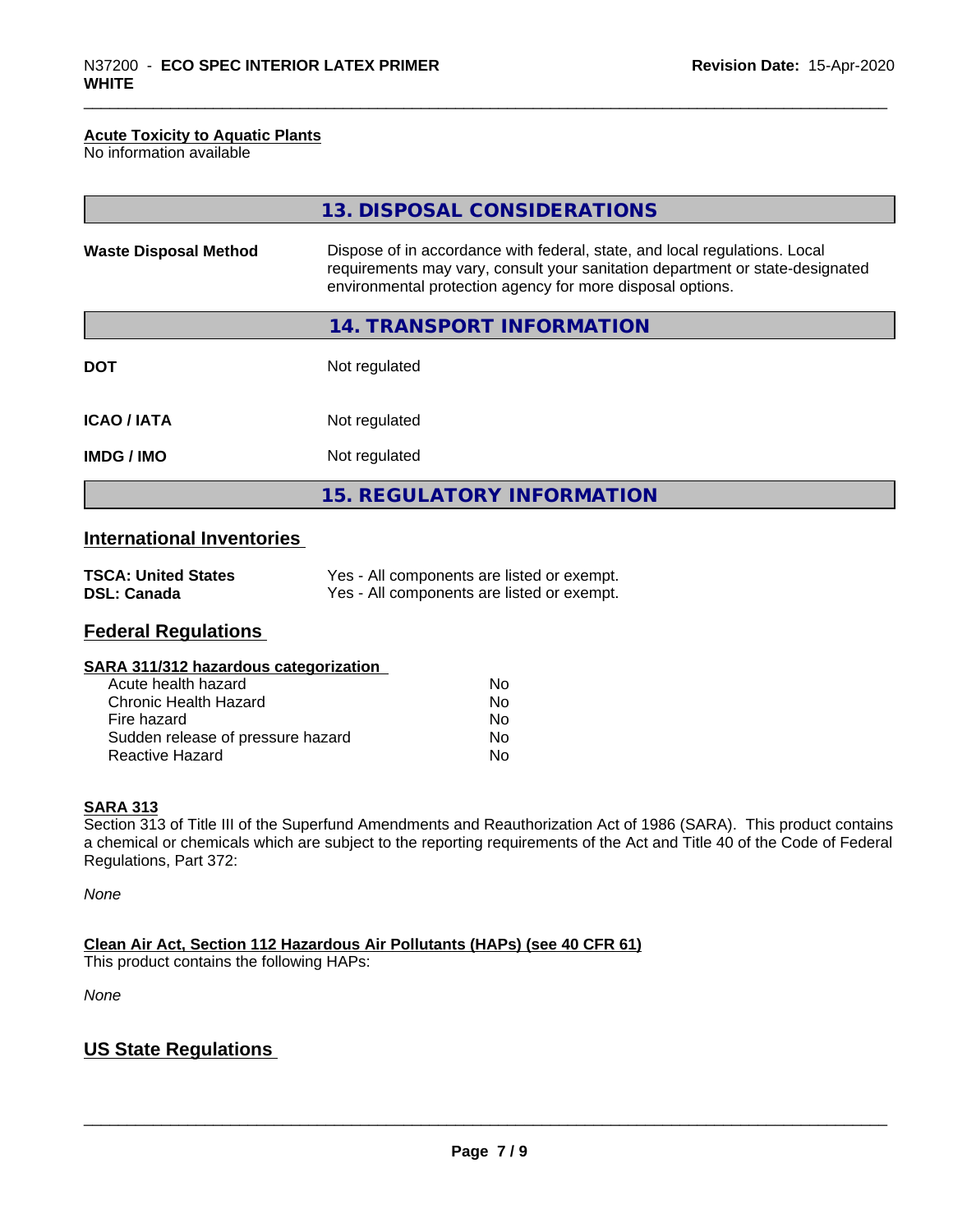#### Acute Toxicity to Aquatic Plants

No information available

## 13. DISPOSAL CONSIDERATIONS

| | |
|---|---|
| **Waste Disposal Method** | Dispose of in accordance with federal, state, and local regulations. Local requirements may vary, consult your sanitation department or state-designated environmental protection agency for more disposal options. |

## 14. TRANSPORT INFORMATION

| | |
|---|---|
| **DOT** | Not regulated |
| **ICAO / IATA** | Not regulated |
| **IMDG / IMO** | Not regulated |

## 15. REGULATORY INFORMATION

### International Inventories

| | |
|---|---|
| **TSCA: United States** | Yes - All components are listed or exempt. |
| **DSL: Canada** | Yes - All components are listed or exempt. |

### Federal Regulations

#### SARA 311/312 hazardous categorization

| | |
|---|---|
| Acute health hazard | No |
| Chronic Health Hazard | No |
| Fire hazard | No |
| Sudden release of pressure hazard | No |
| Reactive Hazard | No |

#### SARA 313

Section 313 of Title III of the Superfund Amendments and Reauthorization Act of 1986 (SARA). This product contains a chemical or chemicals which are subject to the reporting requirements of the Act and Title 40 of the Code of Federal Regulations, Part 372:

*None*

#### Clean Air Act, Section 112 Hazardous Air Pollutants (HAPs) (see 40 CFR 61)

This product contains the following HAPs:

*None*

### US State Regulations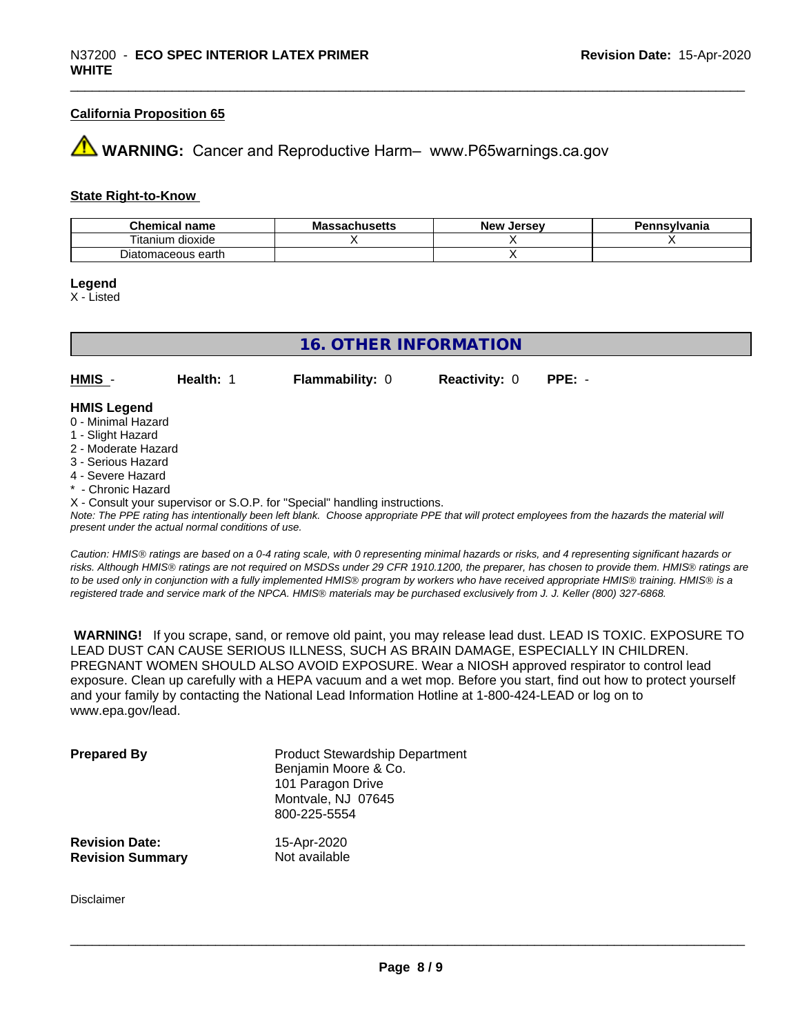#### California Proposition 65

⚠ **WARNING:** Cancer and Reproductive Harm– www.P65warnings.ca.gov

#### State Right-to-Know

| Chemical name | Massachusetts | New Jersey | Pennsylvania |
|---|---|---|---|
| Titanium dioxide | X | X | X |
| Diatomaceous earth | | X | |

**Legend**
X - Listed

## 16. OTHER INFORMATION

**HMIS** - **Health:** 1 **Flammability:** 0 **Reactivity:** 0 **PPE:** -

**HMIS Legend**
0 - Minimal Hazard
1 - Slight Hazard
2 - Moderate Hazard
3 - Serious Hazard
4 - Severe Hazard
* - Chronic Hazard
X - Consult your supervisor or S.O.P. for "Special" handling instructions.

*Note: The PPE rating has intentionally been left blank. Choose appropriate PPE that will protect employees from the hazards the material will present under the actual normal conditions of use.*

*Caution: HMIS® ratings are based on a 0-4 rating scale, with 0 representing minimal hazards or risks, and 4 representing significant hazards or risks. Although HMIS® ratings are not required on MSDSs under 29 CFR 1910.1200, the preparer, has chosen to provide them. HMIS® ratings are to be used only in conjunction with a fully implemented HMIS® program by workers who have received appropriate HMIS® training. HMIS® is a registered trade and service mark of the NPCA. HMIS® materials may be purchased exclusively from J. J. Keller (800) 327-6868.*

**WARNING!** If you scrape, sand, or remove old paint, you may release lead dust. LEAD IS TOXIC. EXPOSURE TO LEAD DUST CAN CAUSE SERIOUS ILLNESS, SUCH AS BRAIN DAMAGE, ESPECIALLY IN CHILDREN. PREGNANT WOMEN SHOULD ALSO AVOID EXPOSURE. Wear a NIOSH approved respirator to control lead exposure. Clean up carefully with a HEPA vacuum and a wet mop. Before you start, find out how to protect yourself and your family by contacting the National Lead Information Hotline at 1-800-424-LEAD or log on to www.epa.gov/lead.

**Prepared By**
Product Stewardship Department
Benjamin Moore & Co.
101 Paragon Drive
Montvale, NJ 07645
800-225-5554

**Revision Date:** 15-Apr-2020
**Revision Summary** Not available

Disclaimer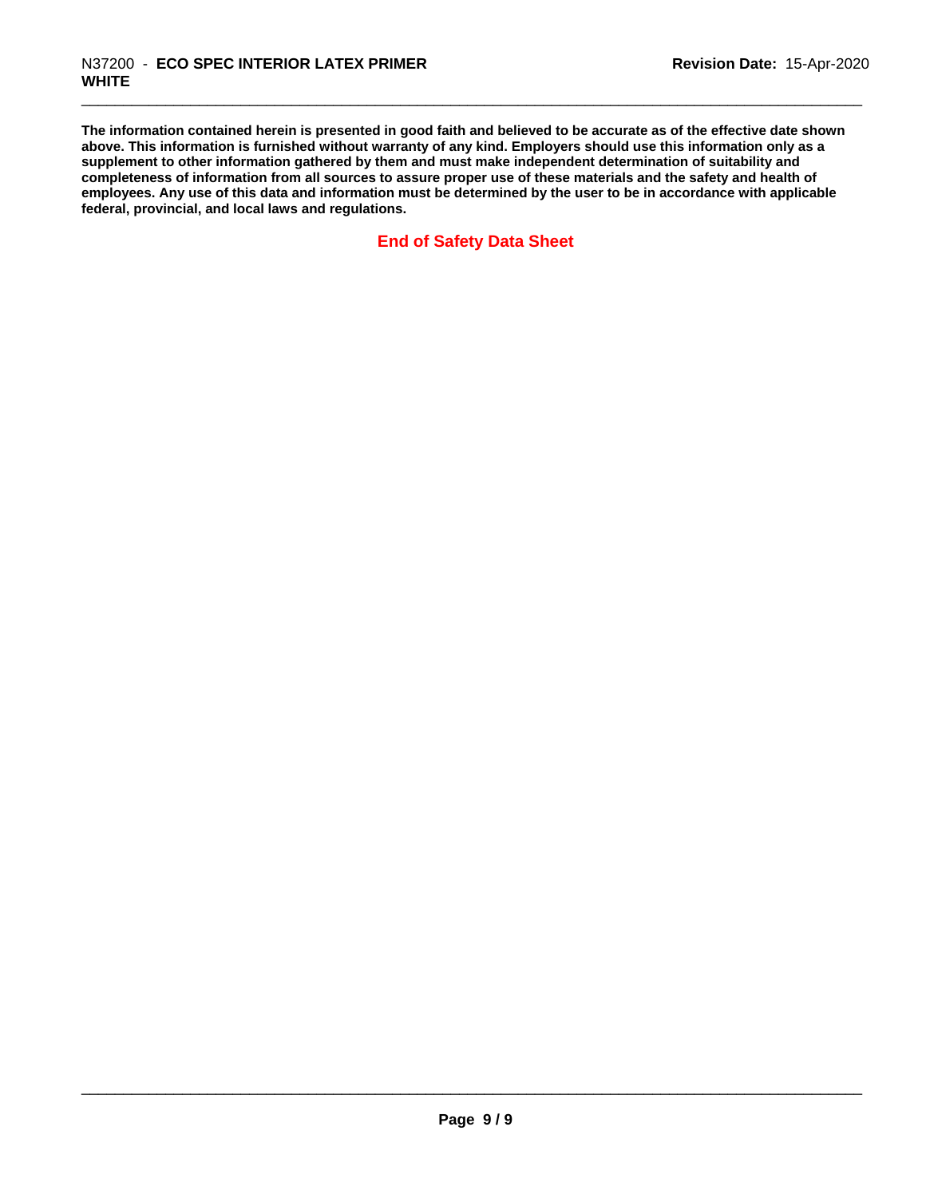**The information contained herein is presented in good faith and believed to be accurate as of the effective date shown above. This information is furnished without warranty of any kind. Employers should use this information only as a supplement to other information gathered by them and must make independent determination of suitability and completeness of information from all sources to assure proper use of these materials and the safety and health of employees. Any use of this data and information must be determined by the user to be in accordance with applicable federal, provincial, and local laws and regulations.**

**End of Safety Data Sheet**